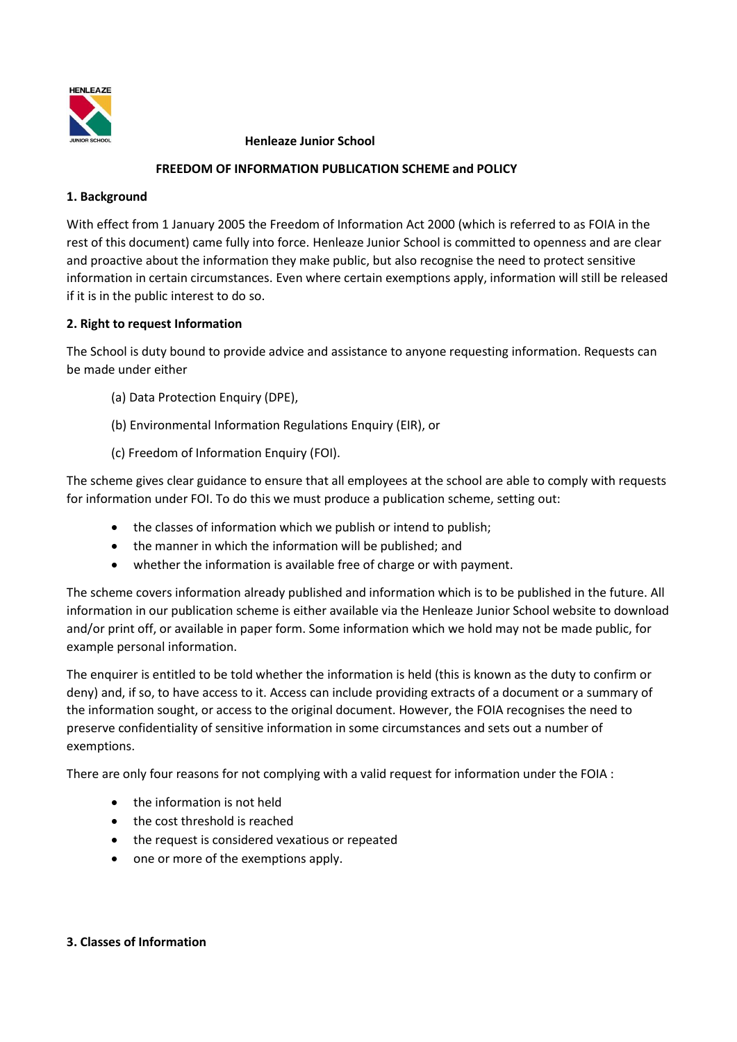# Henleaze Junior School

## FREEDOM OF INFORMATION PUBLICATION SCHEME and POLICY

### 1. Background

With effect from 1 January 2005 the Freedom of Information Act 2000 (which is referred to as FOIA in the rest of this document) came fully into force. Henleaze Junior School is committed to openness and are clear and proactive about the information they make public, but also recognise the need to protect sensitive information in certain circumstances. Even where certain exemptions apply, information will still be released if it is in the public interest to do so.

### 2. Right to request Information

The School is duty bound to provide advice and assistance to anyone requesting information. Requests can be made under either

(a) Data Protection Enquiry (DPE),

(b) Environmental Information Regulations Enquiry (EIR), or

(c) Freedom of Information Enquiry (FOI).

The scheme gives clear guidance to ensure that all employees at the school are able to comply with requests for information under FOI. To do this we must produce a publication scheme, setting out:

- the classes of information which we publish or intend to publish;
- the manner in which the information will be published; and
- whether the information is available free of charge or with payment.

The scheme covers information already published and information which is to be published in the future. All information in our publication scheme is either available via the Henleaze Junior School website to download and/or print off, or available in paper form. Some information which we hold may not be made public, for example personal information.

The enquirer is entitled to be told whether the information is held (this is known as the duty to confirm or deny) and, if so, to have access to it. Access can include providing extracts of a document or a summary of the information sought, or access to the original document. However, the FOIA recognises the need to preserve confidentiality of sensitive information in some circumstances and sets out a number of exemptions.

There are only four reasons for not complying with a valid request for information under the FOIA :

- the information is not held
- the cost threshold is reached
- the request is considered vexatious or repeated
- one or more of the exemptions apply.

### 3. Classes of Information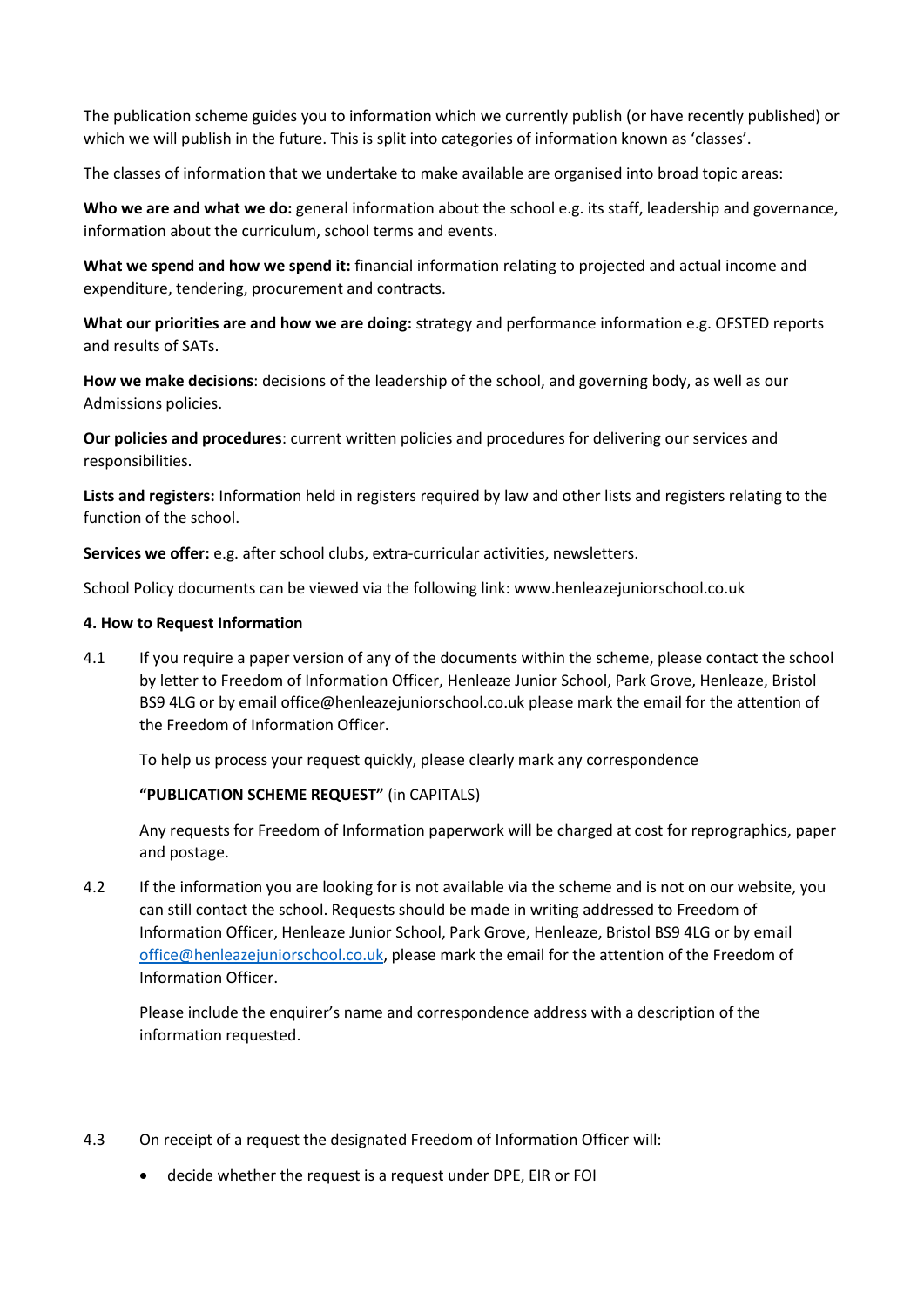The publication scheme guides you to information which we currently publish (or have recently published) or which we will publish in the future. This is split into categories of information known as 'classes'.

The classes of information that we undertake to make available are organised into broad topic areas:

**Who we are and what we do:** general information about the school e.g. its staff, leadership and governance, information about the curriculum, school terms and events.

**What we spend and how we spend it:** financial information relating to projected and actual income and expenditure, tendering, procurement and contracts.

**What our priorities are and how we are doing:** strategy and performance information e.g. OFSTED reports and results of SATs.

**How we make decisions**: decisions of the leadership of the school, and governing body, as well as our Admissions policies.

**Our policies and procedures**: current written policies and procedures for delivering our services and responsibilities.

**Lists and registers:** Information held in registers required by law and other lists and registers relating to the function of the school.

**Services we offer:** e.g. after school clubs, extra-curricular activities, newsletters.

School Policy documents can be viewed via the following link: www.henleazejuniorschool.co.uk

#### 4. How to Request Information

4.1 If you require a paper version of any of the documents within the scheme, please contact the school by letter to Freedom of Information Officer, Henleaze Junior School, Park Grove, Henleaze, Bristol BS9 4LG or by email office@henleazejuniorschool.co.uk please mark the email for the attention of the Freedom of Information Officer.

To help us process your request quickly, please clearly mark any correspondence

**"PUBLICATION SCHEME REQUEST"** (in CAPITALS)

Any requests for Freedom of Information paperwork will be charged at cost for reprographics, paper and postage.

4.2 If the information you are looking for is not available via the scheme and is not on our website, you can still contact the school. Requests should be made in writing addressed to Freedom of Information Officer, Henleaze Junior School, Park Grove, Henleaze, Bristol BS9 4LG or by email office@henleazejuniorschool.co.uk, please mark the email for the attention of the Freedom of Information Officer.

Please include the enquirer's name and correspondence address with a description of the information requested.

4.3 On receipt of a request the designated Freedom of Information Officer will:

- decide whether the request is a request under DPE, EIR or FOI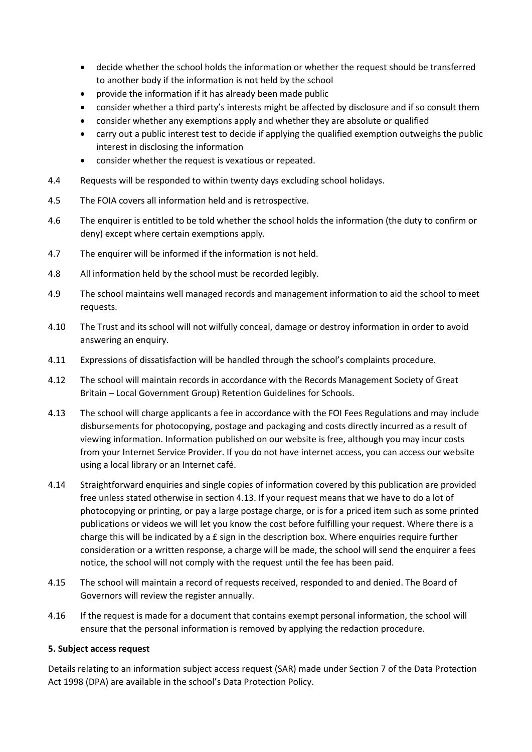- decide whether the school holds the information or whether the request should be transferred to another body if the information is not held by the school
- provide the information if it has already been made public
- consider whether a third party's interests might be affected by disclosure and if so consult them
- consider whether any exemptions apply and whether they are absolute or qualified
- carry out a public interest test to decide if applying the qualified exemption outweighs the public interest in disclosing the information
- consider whether the request is vexatious or repeated.

4.4 Requests will be responded to within twenty days excluding school holidays.

4.5 The FOIA covers all information held and is retrospective.

4.6 The enquirer is entitled to be told whether the school holds the information (the duty to confirm or deny) except where certain exemptions apply.

4.7 The enquirer will be informed if the information is not held.

4.8 All information held by the school must be recorded legibly.

4.9 The school maintains well managed records and management information to aid the school to meet requests.

4.10 The Trust and its school will not wilfully conceal, damage or destroy information in order to avoid answering an enquiry.

4.11 Expressions of dissatisfaction will be handled through the school's complaints procedure.

4.12 The school will maintain records in accordance with the Records Management Society of Great Britain – Local Government Group) Retention Guidelines for Schools.

4.13 The school will charge applicants a fee in accordance with the FOI Fees Regulations and may include disbursements for photocopying, postage and packaging and costs directly incurred as a result of viewing information. Information published on our website is free, although you may incur costs from your Internet Service Provider. If you do not have internet access, you can access our website using a local library or an Internet café.

4.14 Straightforward enquiries and single copies of information covered by this publication are provided free unless stated otherwise in section 4.13. If your request means that we have to do a lot of photocopying or printing, or pay a large postage charge, or is for a priced item such as some printed publications or videos we will let you know the cost before fulfilling your request. Where there is a charge this will be indicated by a £ sign in the description box. Where enquiries require further consideration or a written response, a charge will be made, the school will send the enquirer a fees notice, the school will not comply with the request until the fee has been paid.

4.15 The school will maintain a record of requests received, responded to and denied. The Board of Governors will review the register annually.

4.16 If the request is made for a document that contains exempt personal information, the school will ensure that the personal information is removed by applying the redaction procedure.

**5. Subject access request**

Details relating to an information subject access request (SAR) made under Section 7 of the Data Protection Act 1998 (DPA) are available in the school's Data Protection Policy.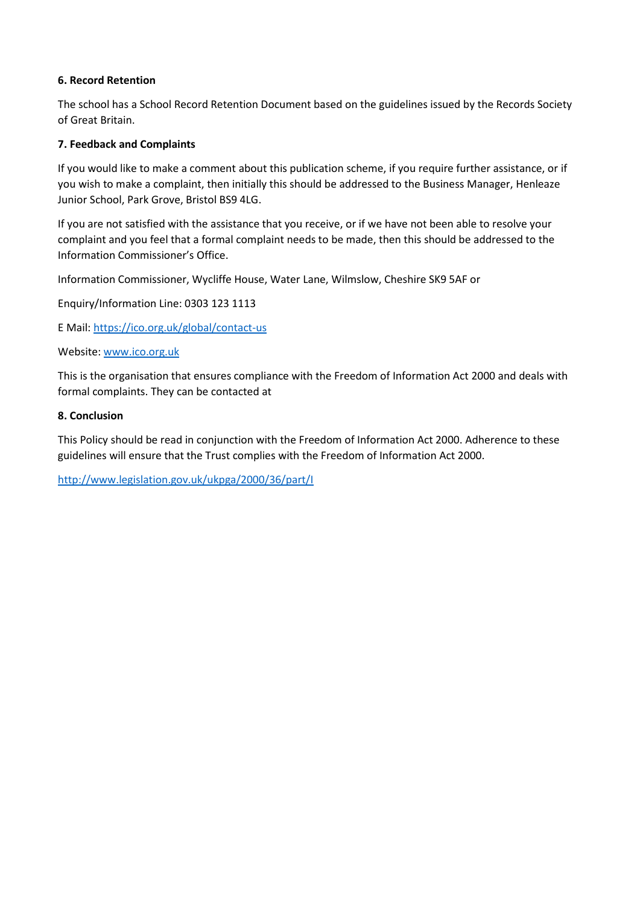**6. Record Retention**

The school has a School Record Retention Document based on the guidelines issued by the Records Society of Great Britain.

**7. Feedback and Complaints**

If you would like to make a comment about this publication scheme, if you require further assistance, or if you wish to make a complaint, then initially this should be addressed to the Business Manager, Henleaze Junior School, Park Grove, Bristol BS9 4LG.

If you are not satisfied with the assistance that you receive, or if we have not been able to resolve your complaint and you feel that a formal complaint needs to be made, then this should be addressed to the Information Commissioner's Office.

Information Commissioner, Wycliffe House, Water Lane, Wilmslow, Cheshire SK9 5AF or

Enquiry/Information Line: 0303 123 1113

E Mail: [https://ico.org.uk/global/contact-us](https://ico.org.uk/global/contact-us)

Website: [www.ico.org.uk](www.ico.org.uk)

This is the organisation that ensures compliance with the Freedom of Information Act 2000 and deals with formal complaints. They can be contacted at

**8. Conclusion**

This Policy should be read in conjunction with the Freedom of Information Act 2000. Adherence to these guidelines will ensure that the Trust complies with the Freedom of Information Act 2000.

[http://www.legislation.gov.uk/ukpga/2000/36/part/I](http://www.legislation.gov.uk/ukpga/2000/36/part/I)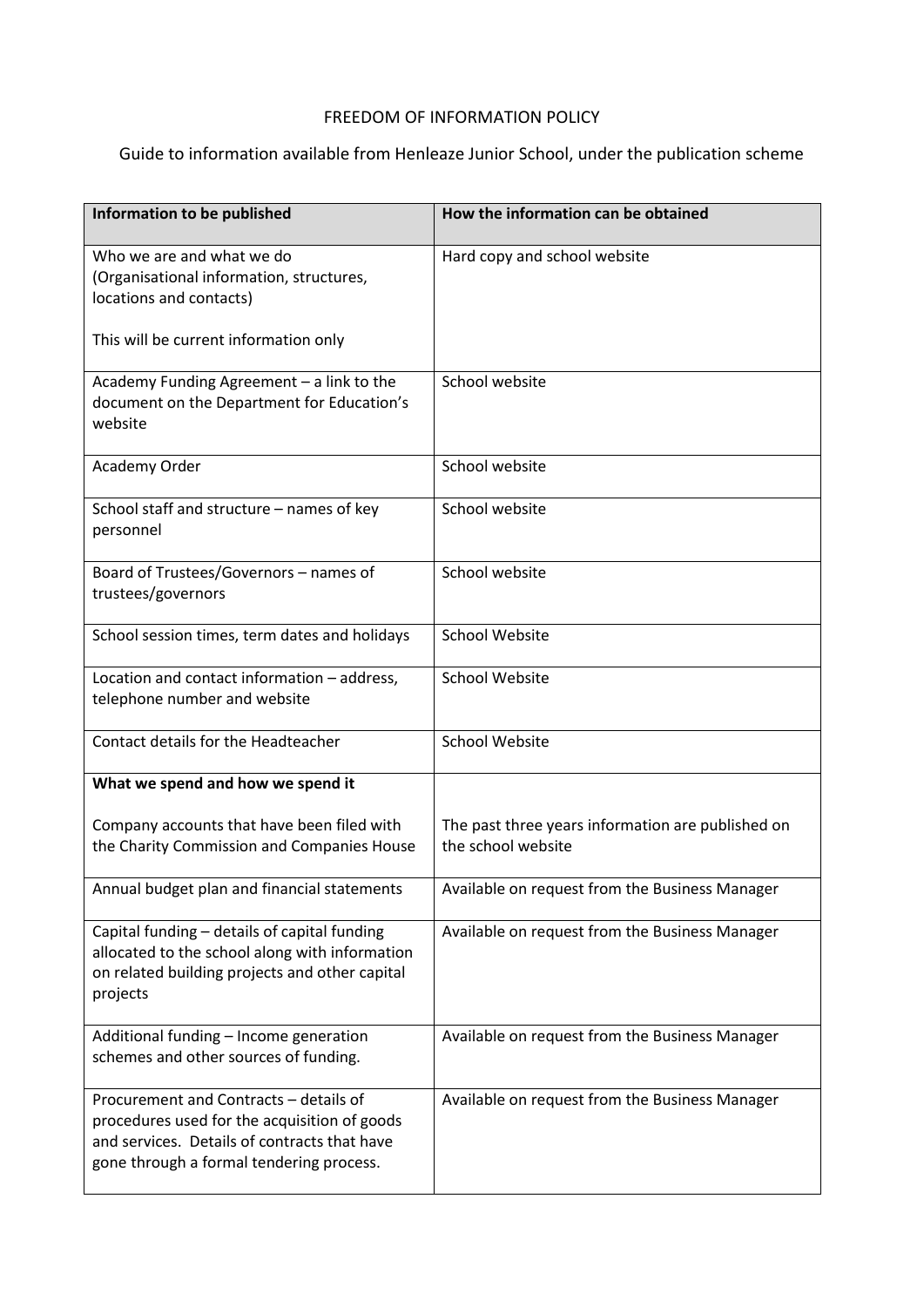# FREEDOM OF INFORMATION POLICY

## Guide to information available from Henleaze Junior School, under the publication scheme

| Information to be published | How the information can be obtained |
|---|---|
| Who we are and what we do (Organisational information, structures, locations and contacts)<br><br>This will be current information only | Hard copy and school website |
| Academy Funding Agreement – a link to the document on the Department for Education's website | School website |
| Academy Order | School website |
| School staff and structure – names of key personnel | School website |
| Board of Trustees/Governors – names of trustees/governors | School website |
| School session times, term dates and holidays | School Website |
| Location and contact information – address, telephone number and website | School Website |
| Contact details for the Headteacher | School Website |
| **What we spend and how we spend it**<br><br>Company accounts that have been filed with the Charity Commission and Companies House | The past three years information are published on the school website |
| Annual budget plan and financial statements | Available on request from the Business Manager |
| Capital funding – details of capital funding allocated to the school along with information on related building projects and other capital projects | Available on request from the Business Manager |
| Additional funding – Income generation schemes and other sources of funding. | Available on request from the Business Manager |
| Procurement and Contracts – details of procedures used for the acquisition of goods and services. Details of contracts that have gone through a formal tendering process. | Available on request from the Business Manager |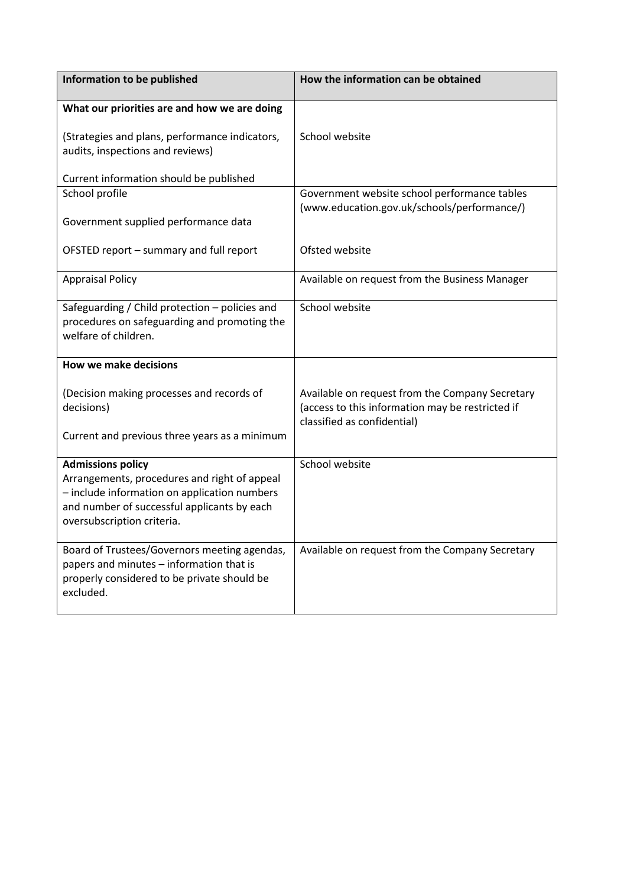| Information to be published | How the information can be obtained |
|---|---|
| **What our priorities are and how we are doing**<br><br>(Strategies and plans, performance indicators, audits, inspections and reviews)<br><br>Current information should be published | School website |
| School profile<br><br>Government supplied performance data<br><br>OFSTED report – summary and full report | Government website school performance tables (www.education.gov.uk/schools/performance/)<br><br>Ofsted website |
| Appraisal Policy | Available on request from the Business Manager |
| Safeguarding / Child protection – policies and procedures on safeguarding and promoting the welfare of children. | School website |
| **How we make decisions**<br><br>(Decision making processes and records of decisions)<br><br>Current and previous three years as a minimum | Available on request from the Company Secretary (access to this information may be restricted if classified as confidential) |
| **Admissions policy**<br>Arrangements, procedures and right of appeal – include information on application numbers and number of successful applicants by each oversubscription criteria. | School website |
| Board of Trustees/Governors meeting agendas, papers and minutes – information that is properly considered to be private should be excluded. | Available on request from the Company Secretary |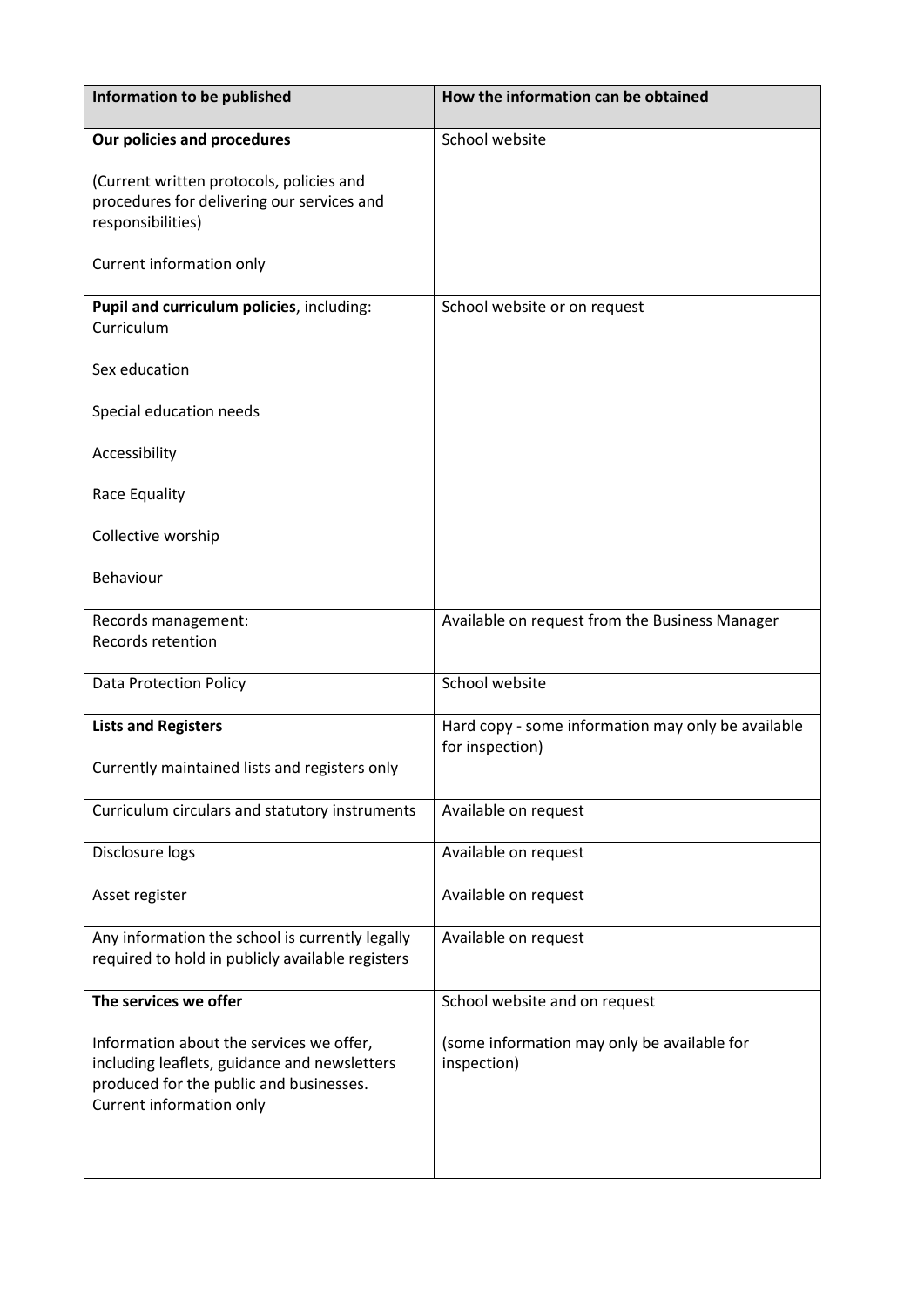| Information to be published | How the information can be obtained |
|---|---|
| **Our policies and procedures**<br><br>(Current written protocols, policies and procedures for delivering our services and responsibilities)<br><br>Current information only | School website |
| **Pupil and curriculum policies**, including:<br>Curriculum<br><br>Sex education<br><br>Special education needs<br><br>Accessibility<br><br>Race Equality<br><br>Collective worship<br><br>Behaviour | School website or on request |
| Records management:<br>Records retention | Available on request from the Business Manager |
| Data Protection Policy | School website |
| **Lists and Registers**<br><br>Currently maintained lists and registers only | Hard copy - some information may only be available for inspection) |
| Curriculum circulars and statutory instruments | Available on request |
| Disclosure logs | Available on request |
| Asset register | Available on request |
| Any information the school is currently legally required to hold in publicly available registers | Available on request |
| **The services we offer**<br><br>Information about the services we offer, including leaflets, guidance and newsletters produced for the public and businesses.<br>Current information only | School website and on request<br><br>(some information may only be available for inspection) |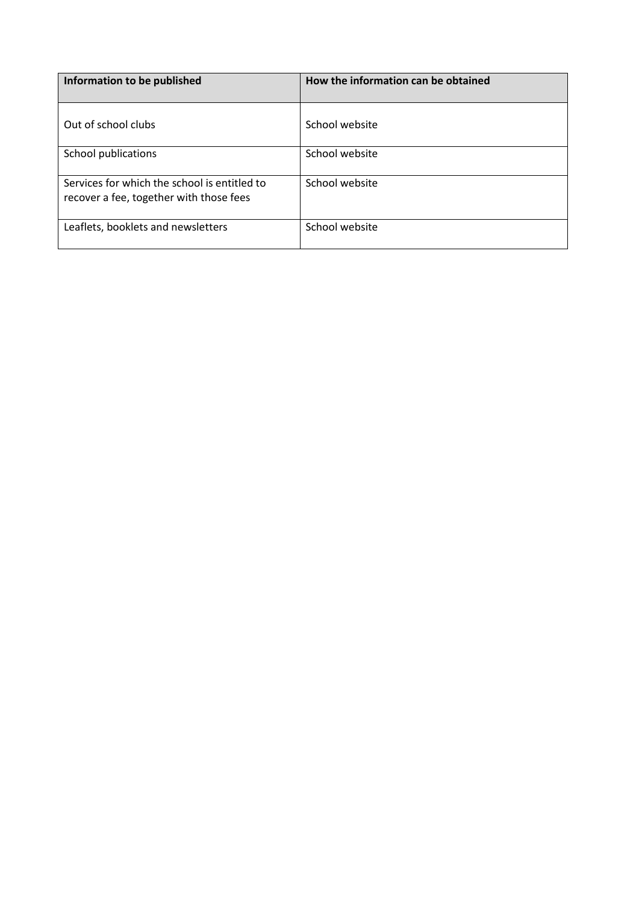| Information to be published | How the information can be obtained |
|---|---|
| Out of school clubs | School website |
| School publications | School website |
| Services for which the school is entitled to recover a fee, together with those fees | School website |
| Leaflets, booklets and newsletters | School website |